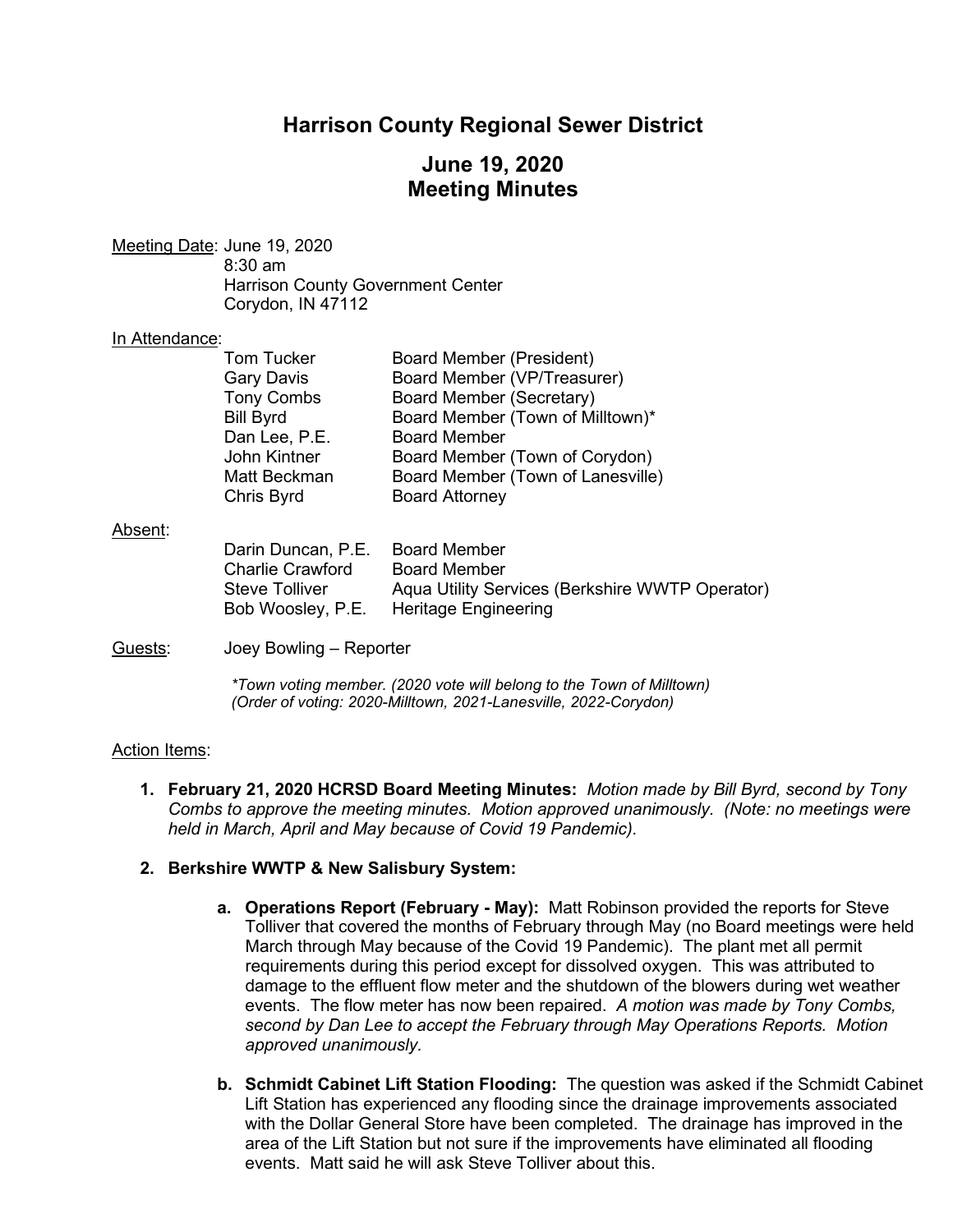# Harrison County Regional Sewer District

## June 19, 2020
## Meeting Minutes

Meeting Date: June 19, 2020
8:30 am
Harrison County Government Center
Corydon, IN 47112

In Attendance:

| | |
|---|---|
| Tom Tucker | Board Member (President) |
| Gary Davis | Board Member (VP/Treasurer) |
| Tony Combs | Board Member (Secretary) |
| Bill Byrd | Board Member (Town of Milltown)* |
| Dan Lee, P.E. | Board Member |
| John Kintner | Board Member (Town of Corydon) |
| Matt Beckman | Board Member (Town of Lanesville) |
| Chris Byrd | Board Attorney |

Absent:

| | |
|---|---|
| Darin Duncan, P.E. | Board Member |
| Charlie Crawford | Board Member |
| Steve Tolliver | Aqua Utility Services (Berkshire WWTP Operator) |
| Bob Woosley, P.E. | Heritage Engineering |

Guests: Joey Bowling – Reporter

*\*Town voting member. (2020 vote will belong to the Town of Milltown)*
*(Order of voting: 2020-Milltown, 2021-Lanesville, 2022-Corydon)*

Action Items:

1. **February 21, 2020 HCRSD Board Meeting Minutes:** *Motion made by Bill Byrd, second by Tony Combs to approve the meeting minutes. Motion approved unanimously. (Note: no meetings were held in March, April and May because of Covid 19 Pandemic).*

2. **Berkshire WWTP & New Salisbury System:**

   a. **Operations Report (February - May):** Matt Robinson provided the reports for Steve Tolliver that covered the months of February through May (no Board meetings were held March through May because of the Covid 19 Pandemic). The plant met all permit requirements during this period except for dissolved oxygen. This was attributed to damage to the effluent flow meter and the shutdown of the blowers during wet weather events. The flow meter has now been repaired. *A motion was made by Tony Combs, second by Dan Lee to accept the February through May Operations Reports. Motion approved unanimously.*

   b. **Schmidt Cabinet Lift Station Flooding:** The question was asked if the Schmidt Cabinet Lift Station has experienced any flooding since the drainage improvements associated with the Dollar General Store have been completed. The drainage has improved in the area of the Lift Station but not sure if the improvements have eliminated all flooding events. Matt said he will ask Steve Tolliver about this.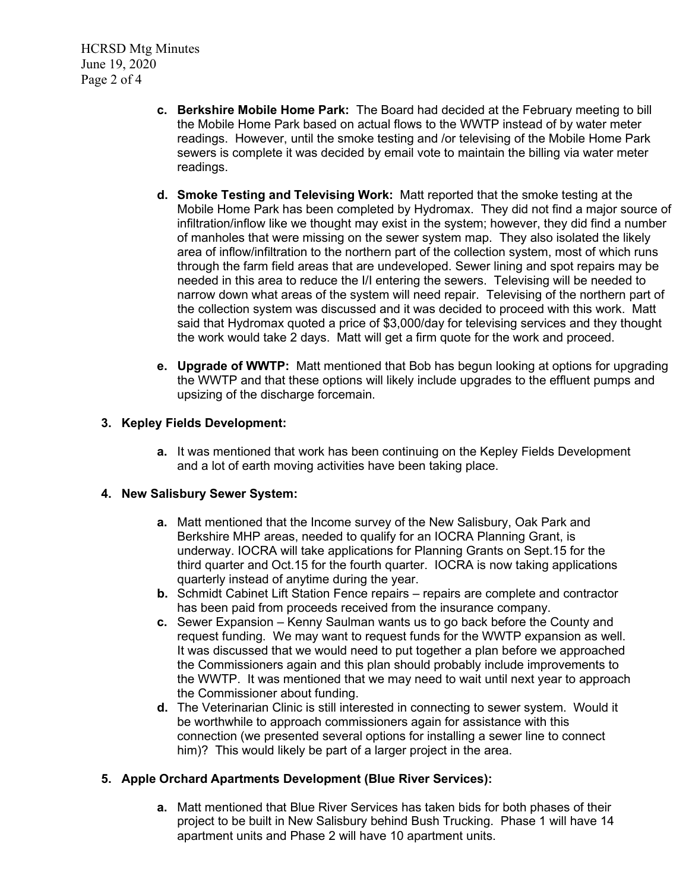c. **Berkshire Mobile Home Park:** The Board had decided at the February meeting to bill the Mobile Home Park based on actual flows to the WWTP instead of by water meter readings. However, until the smoke testing and /or televising of the Mobile Home Park sewers is complete it was decided by email vote to maintain the billing via water meter readings.

d. **Smoke Testing and Televising Work:** Matt reported that the smoke testing at the Mobile Home Park has been completed by Hydromax. They did not find a major source of infiltration/inflow like we thought may exist in the system; however, they did find a number of manholes that were missing on the sewer system map. They also isolated the likely area of inflow/infiltration to the northern part of the collection system, most of which runs through the farm field areas that are undeveloped. Sewer lining and spot repairs may be needed in this area to reduce the I/I entering the sewers. Televising will be needed to narrow down what areas of the system will need repair. Televising of the northern part of the collection system was discussed and it was decided to proceed with this work. Matt said that Hydromax quoted a price of $3,000/day for televising services and they thought the work would take 2 days. Matt will get a firm quote for the work and proceed.

e. **Upgrade of WWTP:** Matt mentioned that Bob has begun looking at options for upgrading the WWTP and that these options will likely include upgrades to the effluent pumps and upsizing of the discharge forcemain.

**3. Kepley Fields Development:**

a. It was mentioned that work has been continuing on the Kepley Fields Development and a lot of earth moving activities have been taking place.

**4. New Salisbury Sewer System:**

a. Matt mentioned that the Income survey of the New Salisbury, Oak Park and Berkshire MHP areas, needed to qualify for an IOCRA Planning Grant, is underway. IOCRA will take applications for Planning Grants on Sept.15 for the third quarter and Oct.15 for the fourth quarter. IOCRA is now taking applications quarterly instead of anytime during the year.

b. Schmidt Cabinet Lift Station Fence repairs – repairs are complete and contractor has been paid from proceeds received from the insurance company.

c. Sewer Expansion – Kenny Saulman wants us to go back before the County and request funding. We may want to request funds for the WWTP expansion as well. It was discussed that we would need to put together a plan before we approached the Commissioners again and this plan should probably include improvements to the WWTP. It was mentioned that we may need to wait until next year to approach the Commissioner about funding.

d. The Veterinarian Clinic is still interested in connecting to sewer system. Would it be worthwhile to approach commissioners again for assistance with this connection (we presented several options for installing a sewer line to connect him)? This would likely be part of a larger project in the area.

**5. Apple Orchard Apartments Development (Blue River Services):**

a. Matt mentioned that Blue River Services has taken bids for both phases of their project to be built in New Salisbury behind Bush Trucking. Phase 1 will have 14 apartment units and Phase 2 will have 10 apartment units.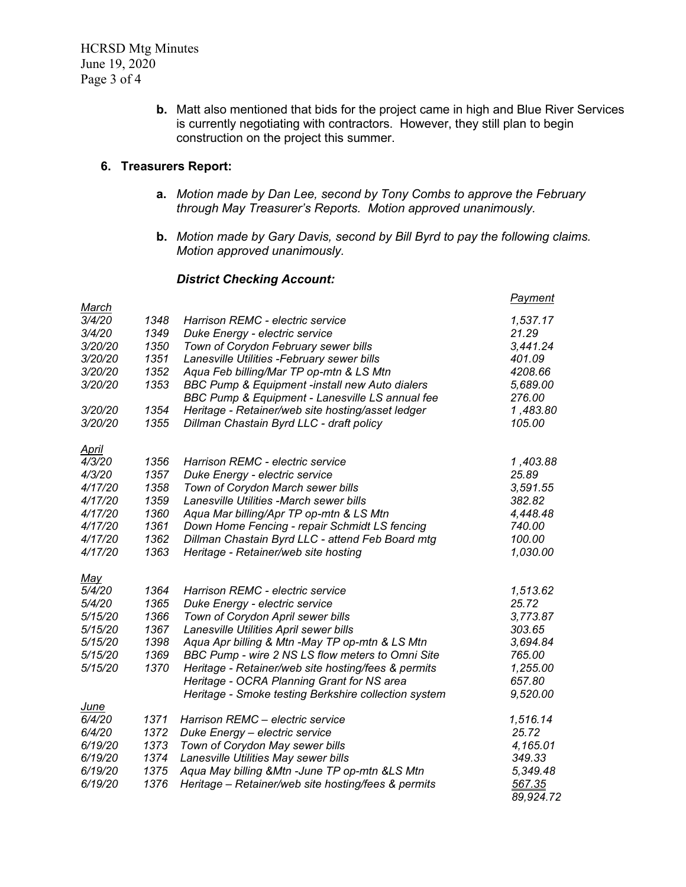**b.** Matt also mentioned that bids for the project came in high and Blue River Services is currently negotiating with contractors. However, they still plan to begin construction on the project this summer.

## 6. Treasurers Report:

**a.** *Motion made by Dan Lee, second by Tony Combs to approve the February through May Treasurer's Reports. Motion approved unanimously.*

**b.** *Motion made by Gary Davis, second by Bill Byrd to pay the following claims. Motion approved unanimously.*

### *District Checking Account:*

| | | | *Payment* |
|---|---|---|---|
| *March* | | | |
| *3/4/20* | *1348* | *Harrison REMC - electric service* | *1,537.17* |
| *3/4/20* | *1349* | *Duke Energy - electric service* | *21.29* |
| *3/20/20* | *1350* | *Town of Corydon February sewer bills* | *3,441.24* |
| *3/20/20* | *1351* | *Lanesville Utilities -February sewer bills* | *401.09* |
| *3/20/20* | *1352* | *Aqua Feb billing/Mar TP op-mtn & LS Mtn* | *4208.66* |
| *3/20/20* | *1353* | *BBC Pump & Equipment -install new Auto dialers* | *5,689.00* |
| | | *BBC Pump & Equipment - Lanesville LS annual fee* | *276.00* |
| *3/20/20* | *1354* | *Heritage - Retainer/web site hosting/asset ledger* | *1 ,483.80* |
| *3/20/20* | *1355* | *Dillman Chastain Byrd LLC - draft policy* | *105.00* |
| *April* | | | |
| *4/3/20* | *1356* | *Harrison REMC - electric service* | *1 ,403.88* |
| *4/3/20* | *1357* | *Duke Energy - electric service* | *25.89* |
| *4/17/20* | *1358* | *Town of Corydon March sewer bills* | *3,591.55* |
| *4/17/20* | *1359* | *Lanesville Utilities -March sewer bills* | *382.82* |
| *4/17/20* | *1360* | *Aqua Mar billing/Apr TP op-mtn & LS Mtn* | *4,448.48* |
| *4/17/20* | *1361* | *Down Home Fencing - repair Schmidt LS fencing* | *740.00* |
| *4/17/20* | *1362* | *Dillman Chastain Byrd LLC - attend Feb Board mtg* | *100.00* |
| *4/17/20* | *1363* | *Heritage - Retainer/web site hosting* | *1,030.00* |
| *May* | | | |
| *5/4/20* | *1364* | *Harrison REMC - electric service* | *1,513.62* |
| *5/4/20* | *1365* | *Duke Energy - electric service* | *25.72* |
| *5/15/20* | *1366* | *Town of Corydon April sewer bills* | *3,773.87* |
| *5/15/20* | *1367* | *Lanesville Utilities April sewer bills* | *303.65* |
| *5/15/20* | *1398* | *Aqua Apr billing & Mtn -May TP op-mtn & LS Mtn* | *3,694.84* |
| *5/15/20* | *1369* | *BBC Pump - wire 2 NS LS flow meters to Omni Site* | *765.00* |
| *5/15/20* | *1370* | *Heritage - Retainer/web site hosting/fees & permits* | *1,255.00* |
| | | *Heritage - OCRA Planning Grant for NS area* | *657.80* |
| | | *Heritage - Smoke testing Berkshire collection system* | *9,520.00* |
| *June* | | | |
| *6/4/20* | *1371* | *Harrison REMC – electric service* | *1,516.14* |
| *6/4/20* | *1372* | *Duke Energy – electric service* | *25.72* |
| *6/19/20* | *1373* | *Town of Corydon May sewer bills* | *4,165.01* |
| *6/19/20* | *1374* | *Lanesville Utilities May sewer bills* | *349.33* |
| *6/19/20* | *1375* | *Aqua May billing &Mtn -June TP op-mtn &LS Mtn* | *5,349.48* |
| *6/19/20* | *1376* | *Heritage – Retainer/web site hosting/fees & permits* | *567.35* |
| | | | *89,924.72* |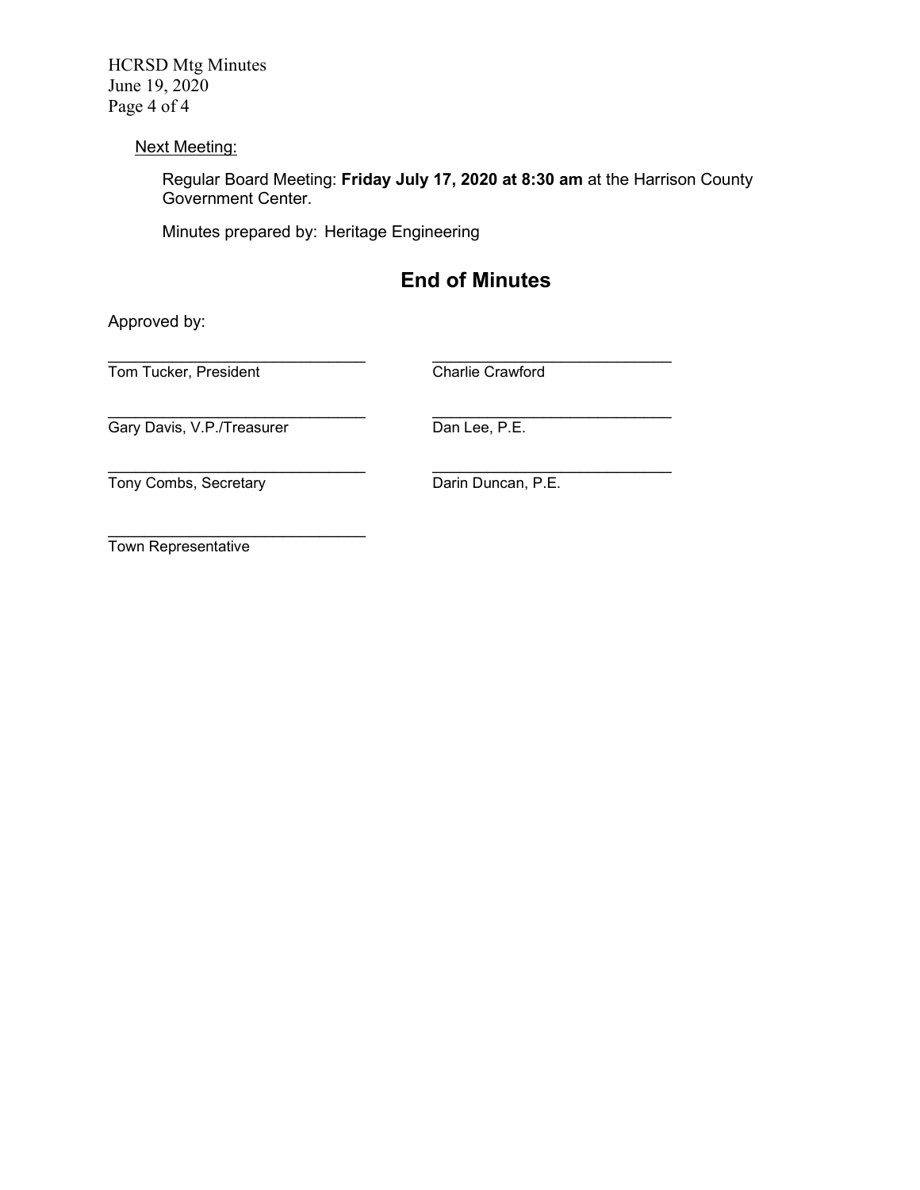Next Meeting:

Regular Board Meeting: **Friday July 17, 2020 at 8:30 am** at the Harrison County Government Center.

Minutes prepared by: Heritage Engineering

## End of Minutes

Approved by:

| | |
|---|---|
| ____________________________ | ____________________________ |
| Tom Tucker, President | Charlie Crawford |
| ____________________________ | ____________________________ |
| Gary Davis, V.P./Treasurer | Dan Lee, P.E. |
| ____________________________ | ____________________________ |
| Tony Combs, Secretary | Darin Duncan, P.E. |
| ____________________________ | |
| Town Representative | |